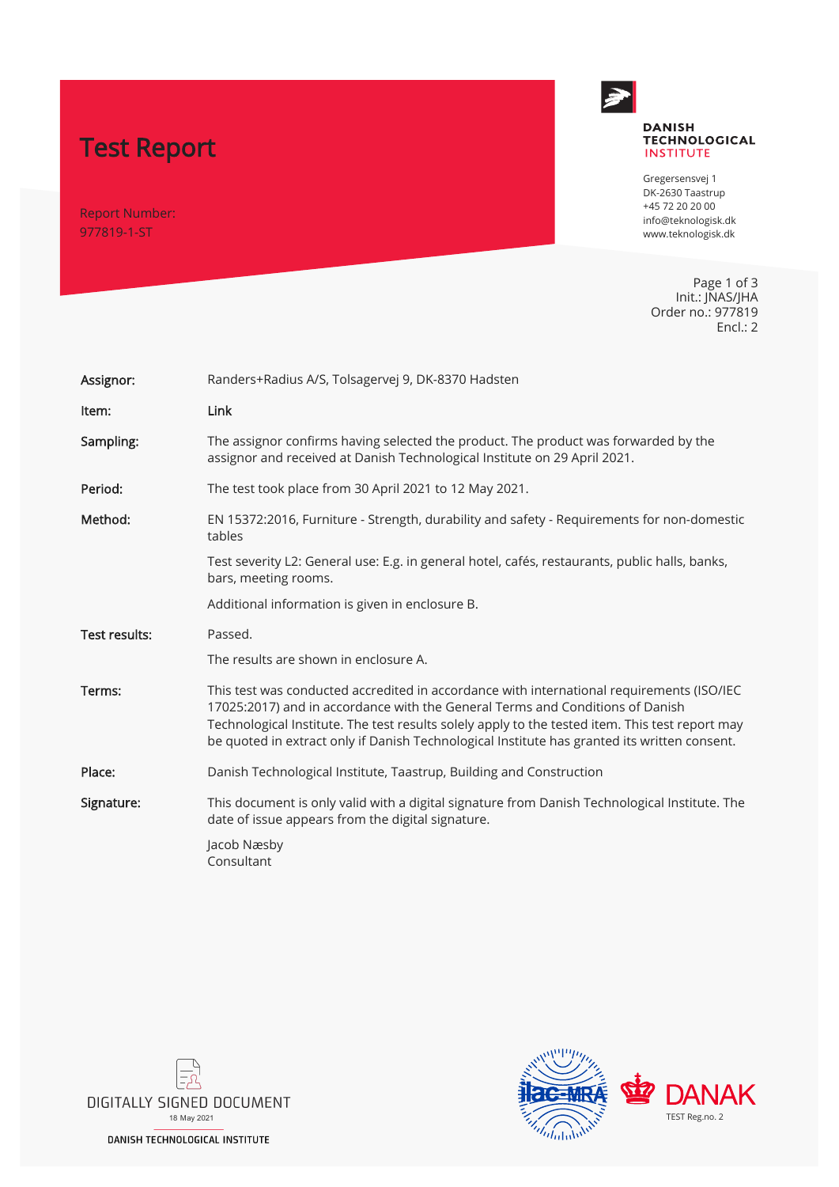# Test Report

Report Number:
977819-1-ST

**DANISH TECHNOLOGICAL INSTITUTE**

Gregersensvej 1
DK-2630 Taastrup
+45 72 20 20 00
info@teknologisk.dk
www.teknologisk.dk

Init.: JNAS/JHA
Order no.: 977819
Encl.: 2

| | |
|---|---|
| **Assignor:** | Randers+Radius A/S, Tolsagervej 9, DK-8370 Hadsten |
| **Item:** | Link |
| **Sampling:** | The assignor confirms having selected the product. The product was forwarded by the assignor and received at Danish Technological Institute on 29 April 2021. |
| **Period:** | The test took place from 30 April 2021 to 12 May 2021. |
| **Method:** | EN 15372:2016, Furniture - Strength, durability and safety - Requirements for non-domestic tables<br><br>Test severity L2: General use: E.g. in general hotel, cafés, restaurants, public halls, banks, bars, meeting rooms.<br><br>Additional information is given in enclosure B. |
| **Test results:** | Passed.<br><br>The results are shown in enclosure A. |
| **Terms:** | This test was conducted accredited in accordance with international requirements (ISO/IEC 17025:2017) and in accordance with the General Terms and Conditions of Danish Technological Institute. The test results solely apply to the tested item. This test report may be quoted in extract only if Danish Technological Institute has granted its written consent. |
| **Place:** | Danish Technological Institute, Taastrup, Building and Construction |
| **Signature:** | This document is only valid with a digital signature from Danish Technological Institute. The date of issue appears from the digital signature.<br><br>Jacob Næsby<br>Consultant |

DIGITALLY SIGNED DOCUMENT
18 May 2021
DANISH TECHNOLOGICAL INSTITUTE

ilac-MRA

DANAK
TEST Reg.no. 2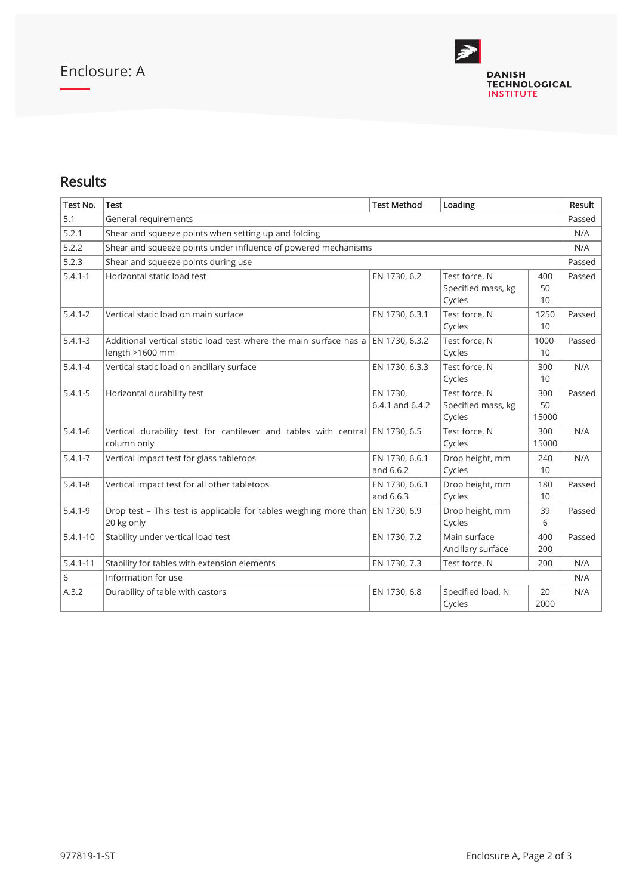Enclosure: A

## Results

| Test No. | Test | Test Method | Loading | | Result |
|---|---|---|---|---|---|
| 5.1 | General requirements | | | | Passed |
| 5.2.1 | Shear and squeeze points when setting up and folding | | | | N/A |
| 5.2.2 | Shear and squeeze points under influence of powered mechanisms | | | | N/A |
| 5.2.3 | Shear and squeeze points during use | | | | Passed |
| 5.4.1-1 | Horizontal static load test | EN 1730, 6.2 | Test force, N<br>Specified mass, kg<br>Cycles | 400<br>50<br>10 | Passed |
| 5.4.1-2 | Vertical static load on main surface | EN 1730, 6.3.1 | Test force, N<br>Cycles | 1250<br>10 | Passed |
| 5.4.1-3 | Additional vertical static load test where the main surface has a length >1600 mm | EN 1730, 6.3.2 | Test force, N<br>Cycles | 1000<br>10 | Passed |
| 5.4.1-4 | Vertical static load on ancillary surface | EN 1730, 6.3.3 | Test force, N<br>Cycles | 300<br>10 | N/A |
| 5.4.1-5 | Horizontal durability test | EN 1730, 6.4.1 and 6.4.2 | Test force, N<br>Specified mass, kg<br>Cycles | 300<br>50<br>15000 | Passed |
| 5.4.1-6 | Vertical durability test for cantilever and tables with central column only | EN 1730, 6.5 | Test force, N<br>Cycles | 300<br>15000 | N/A |
| 5.4.1-7 | Vertical impact test for glass tabletops | EN 1730, 6.6.1 and 6.6.2 | Drop height, mm<br>Cycles | 240<br>10 | N/A |
| 5.4.1-8 | Vertical impact test for all other tabletops | EN 1730, 6.6.1 and 6.6.3 | Drop height, mm<br>Cycles | 180<br>10 | Passed |
| 5.4.1-9 | Drop test – This test is applicable for tables weighing more than 20 kg only | EN 1730, 6.9 | Drop height, mm<br>Cycles | 39<br>6 | Passed |
| 5.4.1-10 | Stability under vertical load test | EN 1730, 7.2 | Main surface<br>Ancillary surface | 400<br>200 | Passed |
| 5.4.1-11 | Stability for tables with extension elements | EN 1730, 7.3 | Test force, N | 200 | N/A |
| 6 | Information for use | | | | N/A |
| A.3.2 | Durability of table with castors | EN 1730, 6.8 | Specified load, N<br>Cycles | 20<br>2000 | N/A |

977819-1-ST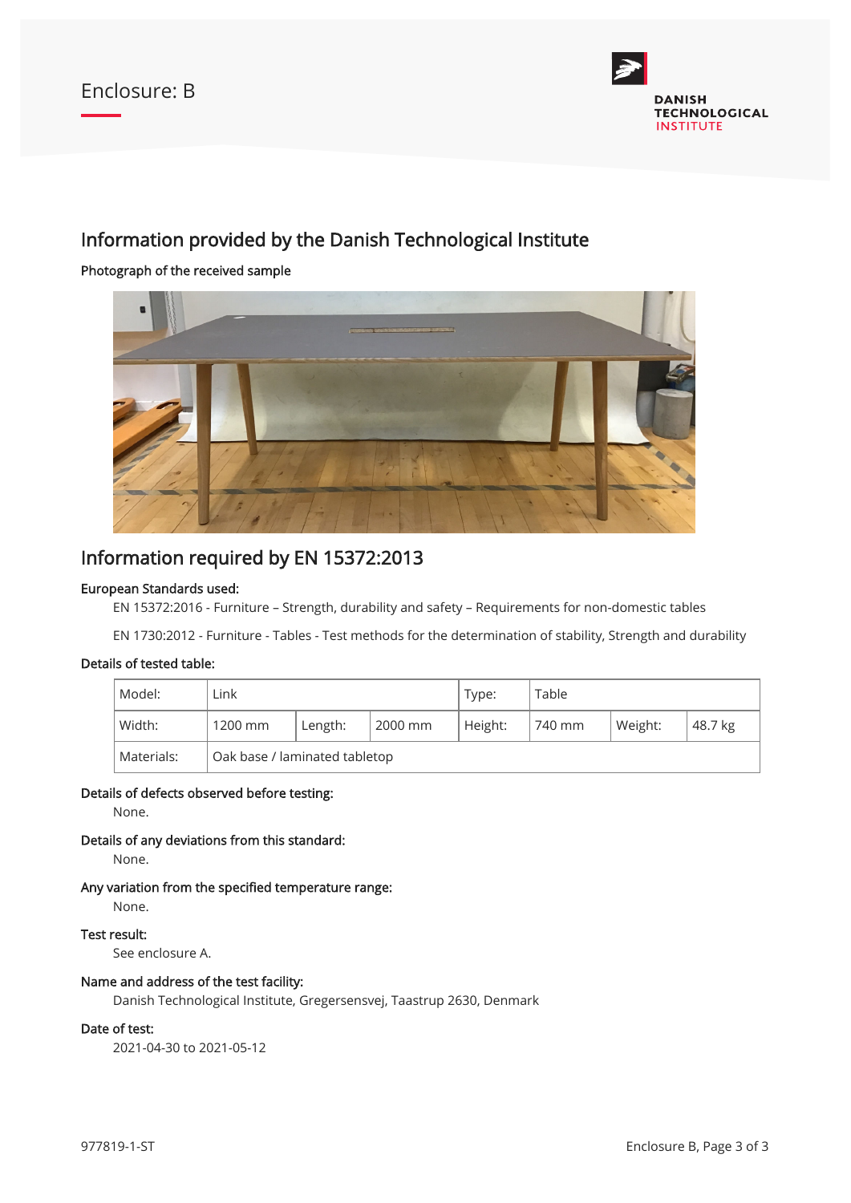Enclosure: B

## Information provided by the Danish Technological Institute

Photograph of the received sample

## Information required by EN 15372:2013

**European Standards used:**

EN 15372:2016 - Furniture – Strength, durability and safety – Requirements for non-domestic tables

EN 1730:2012 - Furniture - Tables - Test methods for the determination of stability, Strength and durability

**Details of tested table:**

| | | | | | | | |
|---|---|---|---|---|---|---|---|
| Model: | Link | | | Type: | Table | | |
| Width: | 1200 mm | Length: | 2000 mm | Height: | 740 mm | Weight: | 48.7 kg |
| Materials: | Oak base / laminated tabletop | | | | | | |

**Details of defects observed before testing:**

None.

**Details of any deviations from this standard:**

None.

**Any variation from the specified temperature range:**

None.

**Test result:**

See enclosure A.

**Name and address of the test facility:**

Danish Technological Institute, Gregersensvej, Taastrup 2630, Denmark

**Date of test:**

2021-04-30 to 2021-05-12

977819-1-ST